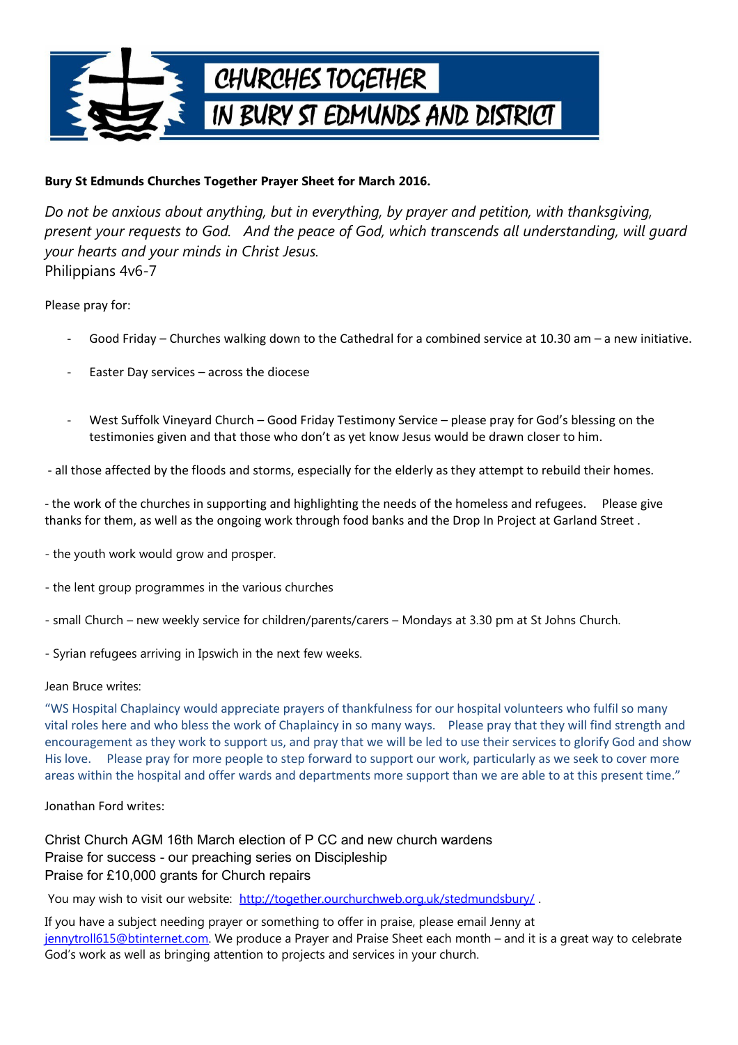# CHURCHES TOGETHER IN BURY ST EDMUNDS AND DISTRICT

**Bury St Edmunds Churches Together Prayer Sheet for March 2016.**

*Do not be anxious about anything, but in everything, by prayer and petition, with thanksgiving, present your requests to God. And the peace of God, which transcends all understanding, will guard your hearts and your minds in Christ Jesus.*
Philippians 4v6-7

Please pray for:

- Good Friday – Churches walking down to the Cathedral for a combined service at 10.30 am – a new initiative.
- Easter Day services – across the diocese
- West Suffolk Vineyard Church – Good Friday Testimony Service – please pray for God's blessing on the testimonies given and that those who don't as yet know Jesus would be drawn closer to him.

- all those affected by the floods and storms, especially for the elderly as they attempt to rebuild their homes.

- the work of the churches in supporting and highlighting the needs of the homeless and refugees. Please give thanks for them, as well as the ongoing work through food banks and the Drop In Project at Garland Street .

- the youth work would grow and prosper.

- the lent group programmes in the various churches

- small Church – new weekly service for children/parents/carers – Mondays at 3.30 pm at St Johns Church.

- Syrian refugees arriving in Ipswich in the next few weeks.

Jean Bruce writes:

"WS Hospital Chaplaincy would appreciate prayers of thankfulness for our hospital volunteers who fulfil so many vital roles here and who bless the work of Chaplaincy in so many ways. Please pray that they will find strength and encouragement as they work to support us, and pray that we will be led to use their services to glorify God and show His love. Please pray for more people to step forward to support our work, particularly as we seek to cover more areas within the hospital and offer wards and departments more support than we are able to at this present time."

Jonathan Ford writes:

Christ Church AGM 16th March election of P CC and new church wardens
Praise for success - our preaching series on Discipleship
Praise for £10,000 grants for Church repairs

You may wish to visit our website: http://together.ourchurchweb.org.uk/stedmundsbury/ .

If you have a subject needing prayer or something to offer in praise, please email Jenny at jennytroll615@btinternet.com. We produce a Prayer and Praise Sheet each month – and it is a great way to celebrate God's work as well as bringing attention to projects and services in your church.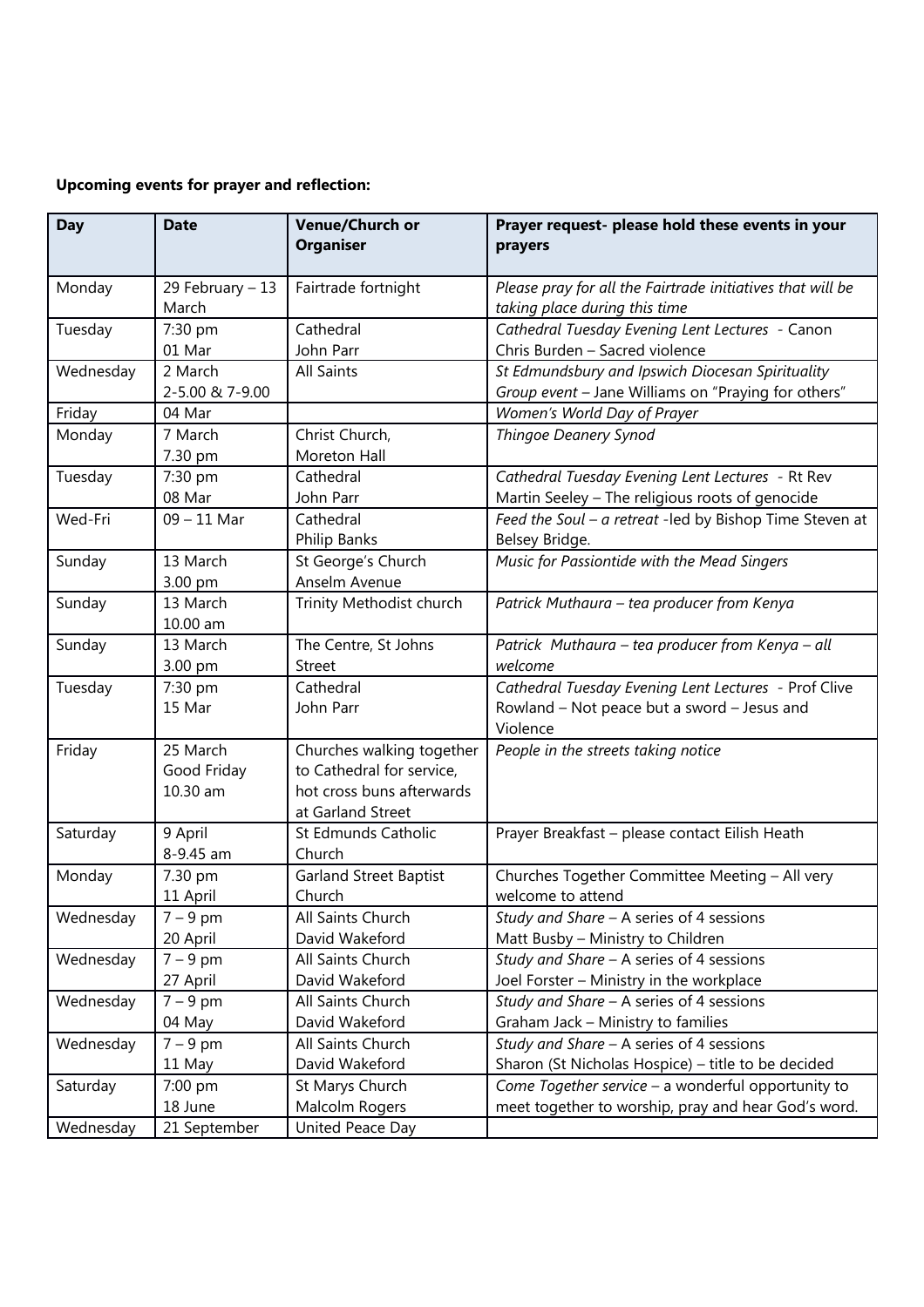**Upcoming events for prayer and reflection:**

| Day | Date | Venue/Church or Organiser | Prayer request- please hold these events in your prayers |
|---|---|---|---|
| Monday | 29 February – 13 March | Fairtrade fortnight | *Please pray for all the Fairtrade initiatives that will be taking place during this time* |
| Tuesday | 7:30 pm<br>01 Mar | Cathedral<br>John Parr | *Cathedral Tuesday Evening Lent Lectures* - Canon Chris Burden – Sacred violence |
| Wednesday | 2 March<br>2-5.00 & 7-9.00 | All Saints | *St Edmundsbury and Ipswich Diocesan Spirituality Group event* – Jane Williams on "Praying for others" |
| Friday | 04 Mar | | *Women's World Day of Prayer* |
| Monday | 7 March<br>7.30 pm | Christ Church, Moreton Hall | *Thingoe Deanery Synod* |
| Tuesday | 7:30 pm<br>08 Mar | Cathedral<br>John Parr | *Cathedral Tuesday Evening Lent Lectures* - Rt Rev Martin Seeley – The religious roots of genocide |
| Wed-Fri | 09 – 11 Mar | Cathedral<br>Philip Banks | *Feed the Soul – a retreat* -led by Bishop Time Steven at Belsey Bridge. |
| Sunday | 13 March<br>3.00 pm | St George's Church<br>Anselm Avenue | *Music for Passiontide with the Mead Singers* |
| Sunday | 13 March<br>10.00 am | Trinity Methodist church | *Patrick Muthaura – tea producer from Kenya* |
| Sunday | 13 March<br>3.00 pm | The Centre, St Johns Street | *Patrick Muthaura – tea producer from Kenya – all welcome* |
| Tuesday | 7:30 pm<br>15 Mar | Cathedral<br>John Parr | *Cathedral Tuesday Evening Lent Lectures* - Prof Clive Rowland – Not peace but a sword – Jesus and Violence |
| Friday | 25 March<br>Good Friday<br>10.30 am | Churches walking together to Cathedral for service, hot cross buns afterwards at Garland Street | *People in the streets taking notice* |
| Saturday | 9 April<br>8-9.45 am | St Edmunds Catholic Church | Prayer Breakfast – please contact Eilish Heath |
| Monday | 7.30 pm<br>11 April | Garland Street Baptist Church | Churches Together Committee Meeting – All very welcome to attend |
| Wednesday | 7 – 9 pm<br>20 April | All Saints Church<br>David Wakeford | *Study and Share* – A series of 4 sessions<br>Matt Busby – Ministry to Children |
| Wednesday | 7 – 9 pm<br>27 April | All Saints Church<br>David Wakeford | *Study and Share* – A series of 4 sessions<br>Joel Forster – Ministry in the workplace |
| Wednesday | 7 – 9 pm<br>04 May | All Saints Church<br>David Wakeford | *Study and Share* – A series of 4 sessions<br>Graham Jack – Ministry to families |
| Wednesday | 7 – 9 pm<br>11 May | All Saints Church<br>David Wakeford | *Study and Share* – A series of 4 sessions<br>Sharon (St Nicholas Hospice) – title to be decided |
| Saturday | 7:00 pm<br>18 June | St Marys Church<br>Malcolm Rogers | *Come Together service* – a wonderful opportunity to meet together to worship, pray and hear God's word. |
| Wednesday | 21 September | United Peace Day | |